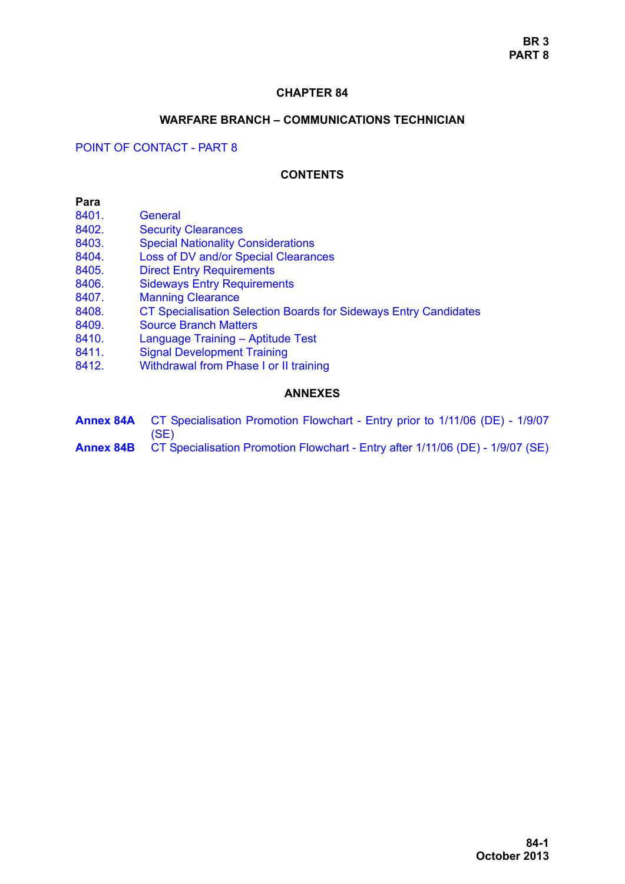# CHAPTER 84

## WARFARE BRANCH – COMMUNICATIONS TECHNICIAN

POINT OF CONTACT - PART 8

### CONTENTS

**Para**

| | |
|---|---|
| 8401. | General |
| 8402. | Security Clearances |
| 8403. | Special Nationality Considerations |
| 8404. | Loss of DV and/or Special Clearances |
| 8405. | Direct Entry Requirements |
| 8406. | Sideways Entry Requirements |
| 8407. | Manning Clearance |
| 8408. | CT Specialisation Selection Boards for Sideways Entry Candidates |
| 8409. | Source Branch Matters |
| 8410. | Language Training – Aptitude Test |
| 8411. | Signal Development Training |
| 8412. | Withdrawal from Phase I or II training |

### ANNEXES

| | |
|---|---|
| **Annex 84A** | CT Specialisation Promotion Flowchart - Entry prior to 1/11/06 (DE) - 1/9/07 (SE) |
| **Annex 84B** | CT Specialisation Promotion Flowchart - Entry after 1/11/06 (DE) - 1/9/07 (SE) |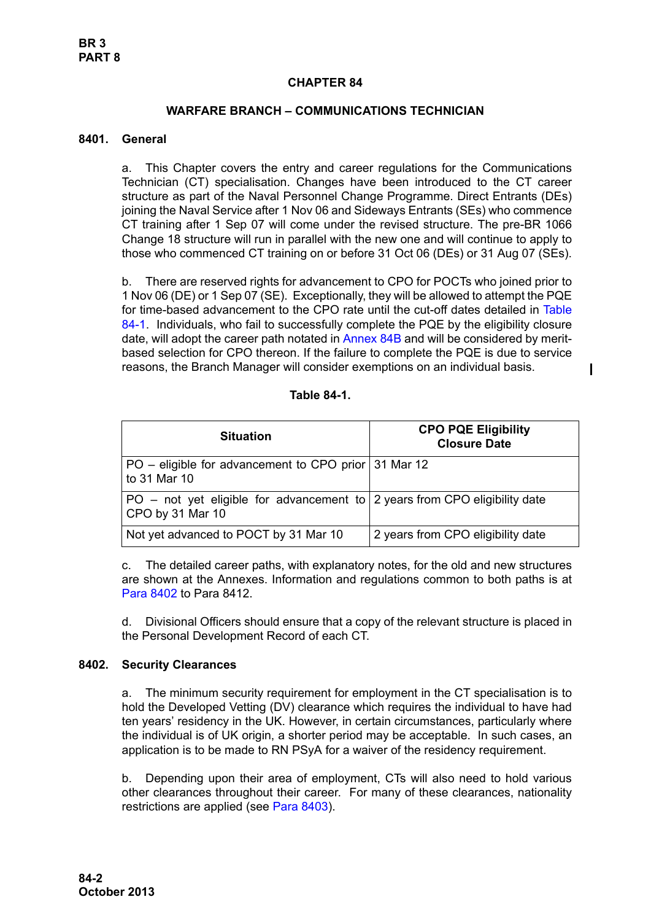## CHAPTER 84

## WARFARE BRANCH – COMMUNICATIONS TECHNICIAN

### 8401. General

a. This Chapter covers the entry and career regulations for the Communications Technician (CT) specialisation. Changes have been introduced to the CT career structure as part of the Naval Personnel Change Programme. Direct Entrants (DEs) joining the Naval Service after 1 Nov 06 and Sideways Entrants (SEs) who commence CT training after 1 Sep 07 will come under the revised structure. The pre-BR 1066 Change 18 structure will run in parallel with the new one and will continue to apply to those who commenced CT training on or before 31 Oct 06 (DEs) or 31 Aug 07 (SEs).

b. There are reserved rights for advancement to CPO for POCTs who joined prior to 1 Nov 06 (DE) or 1 Sep 07 (SE). Exceptionally, they will be allowed to attempt the PQE for time-based advancement to the CPO rate until the cut-off dates detailed in Table 84-1. Individuals, who fail to successfully complete the PQE by the eligibility closure date, will adopt the career path notated in Annex 84B and will be considered by merit-based selection for CPO thereon. If the failure to complete the PQE is due to service reasons, the Branch Manager will consider exemptions on an individual basis.

**Table 84-1.**

| Situation | CPO PQE Eligibility Closure Date |
|---|---|
| PO – eligible for advancement to CPO prior to 31 Mar 10 | 31 Mar 12 |
| PO – not yet eligible for advancement to CPO by 31 Mar 10 | 2 years from CPO eligibility date |
| Not yet advanced to POCT by 31 Mar 10 | 2 years from CPO eligibility date |

c. The detailed career paths, with explanatory notes, for the old and new structures are shown at the Annexes. Information and regulations common to both paths is at Para 8402 to Para 8412.

d. Divisional Officers should ensure that a copy of the relevant structure is placed in the Personal Development Record of each CT.

### 8402. Security Clearances

a. The minimum security requirement for employment in the CT specialisation is to hold the Developed Vetting (DV) clearance which requires the individual to have had ten years' residency in the UK. However, in certain circumstances, particularly where the individual is of UK origin, a shorter period may be acceptable. In such cases, an application is to be made to RN PSyA for a waiver of the residency requirement.

b. Depending upon their area of employment, CTs will also need to hold various other clearances throughout their career. For many of these clearances, nationality restrictions are applied (see Para 8403).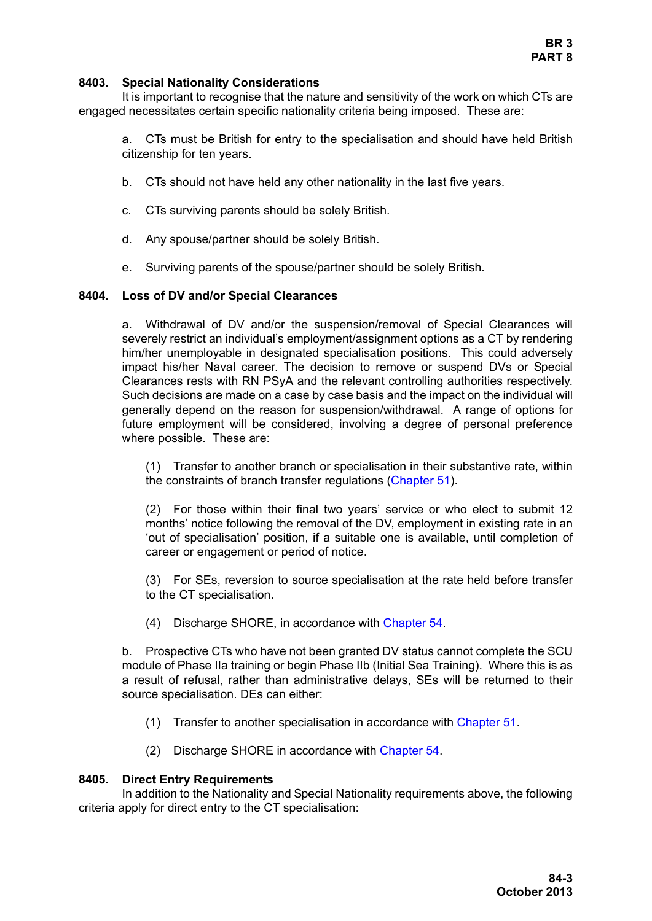**8403. Special Nationality Considerations**

It is important to recognise that the nature and sensitivity of the work on which CTs are engaged necessitates certain specific nationality criteria being imposed. These are:

a. CTs must be British for entry to the specialisation and should have held British citizenship for ten years.

b. CTs should not have held any other nationality in the last five years.

c. CTs surviving parents should be solely British.

d. Any spouse/partner should be solely British.

e. Surviving parents of the spouse/partner should be solely British.

**8404. Loss of DV and/or Special Clearances**

a. Withdrawal of DV and/or the suspension/removal of Special Clearances will severely restrict an individual's employment/assignment options as a CT by rendering him/her unemployable in designated specialisation positions. This could adversely impact his/her Naval career. The decision to remove or suspend DVs or Special Clearances rests with RN PSyA and the relevant controlling authorities respectively. Such decisions are made on a case by case basis and the impact on the individual will generally depend on the reason for suspension/withdrawal. A range of options for future employment will be considered, involving a degree of personal preference where possible. These are:

(1) Transfer to another branch or specialisation in their substantive rate, within the constraints of branch transfer regulations (Chapter 51).

(2) For those within their final two years' service or who elect to submit 12 months' notice following the removal of the DV, employment in existing rate in an 'out of specialisation' position, if a suitable one is available, until completion of career or engagement or period of notice.

(3) For SEs, reversion to source specialisation at the rate held before transfer to the CT specialisation.

(4) Discharge SHORE, in accordance with Chapter 54.

b. Prospective CTs who have not been granted DV status cannot complete the SCU module of Phase IIa training or begin Phase IIb (Initial Sea Training). Where this is as a result of refusal, rather than administrative delays, SEs will be returned to their source specialisation. DEs can either:

(1) Transfer to another specialisation in accordance with Chapter 51.

(2) Discharge SHORE in accordance with Chapter 54.

**8405. Direct Entry Requirements**

In addition to the Nationality and Special Nationality requirements above, the following criteria apply for direct entry to the CT specialisation: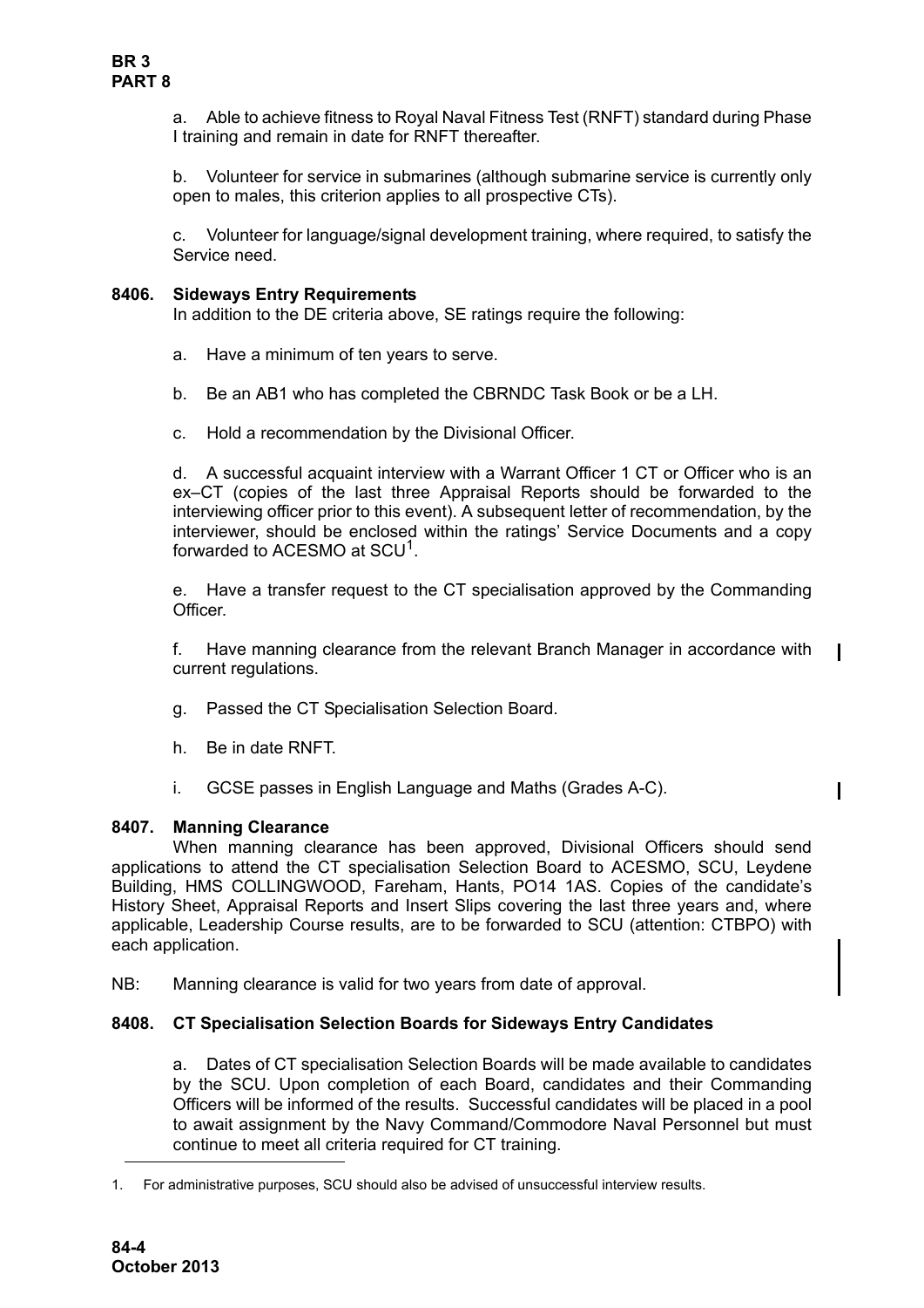a. Able to achieve fitness to Royal Naval Fitness Test (RNFT) standard during Phase I training and remain in date for RNFT thereafter.

b. Volunteer for service in submarines (although submarine service is currently only open to males, this criterion applies to all prospective CTs).

c. Volunteer for language/signal development training, where required, to satisfy the Service need.

**8406. Sideways Entry Requirements**

In addition to the DE criteria above, SE ratings require the following:

a. Have a minimum of ten years to serve.

b. Be an AB1 who has completed the CBRNDC Task Book or be a LH.

c. Hold a recommendation by the Divisional Officer.

d. A successful acquaint interview with a Warrant Officer 1 CT or Officer who is an ex–CT (copies of the last three Appraisal Reports should be forwarded to the interviewing officer prior to this event). A subsequent letter of recommendation, by the interviewer, should be enclosed within the ratings' Service Documents and a copy forwarded to ACESMO at SCU[1].

e. Have a transfer request to the CT specialisation approved by the Commanding Officer.

f. Have manning clearance from the relevant Branch Manager in accordance with current regulations.

g. Passed the CT Specialisation Selection Board.

h. Be in date RNFT.

i. GCSE passes in English Language and Maths (Grades A-C).

**8407. Manning Clearance**

When manning clearance has been approved, Divisional Officers should send applications to attend the CT specialisation Selection Board to ACESMO, SCU, Leydene Building, HMS COLLINGWOOD, Fareham, Hants, PO14 1AS. Copies of the candidate's History Sheet, Appraisal Reports and Insert Slips covering the last three years and, where applicable, Leadership Course results, are to be forwarded to SCU (attention: CTBPO) with each application.

NB: Manning clearance is valid for two years from date of approval.

**8408. CT Specialisation Selection Boards for Sideways Entry Candidates**

a. Dates of CT specialisation Selection Boards will be made available to candidates by the SCU. Upon completion of each Board, candidates and their Commanding Officers will be informed of the results. Successful candidates will be placed in a pool to await assignment by the Navy Command/Commodore Naval Personnel but must continue to meet all criteria required for CT training.

1. For administrative purposes, SCU should also be advised of unsuccessful interview results.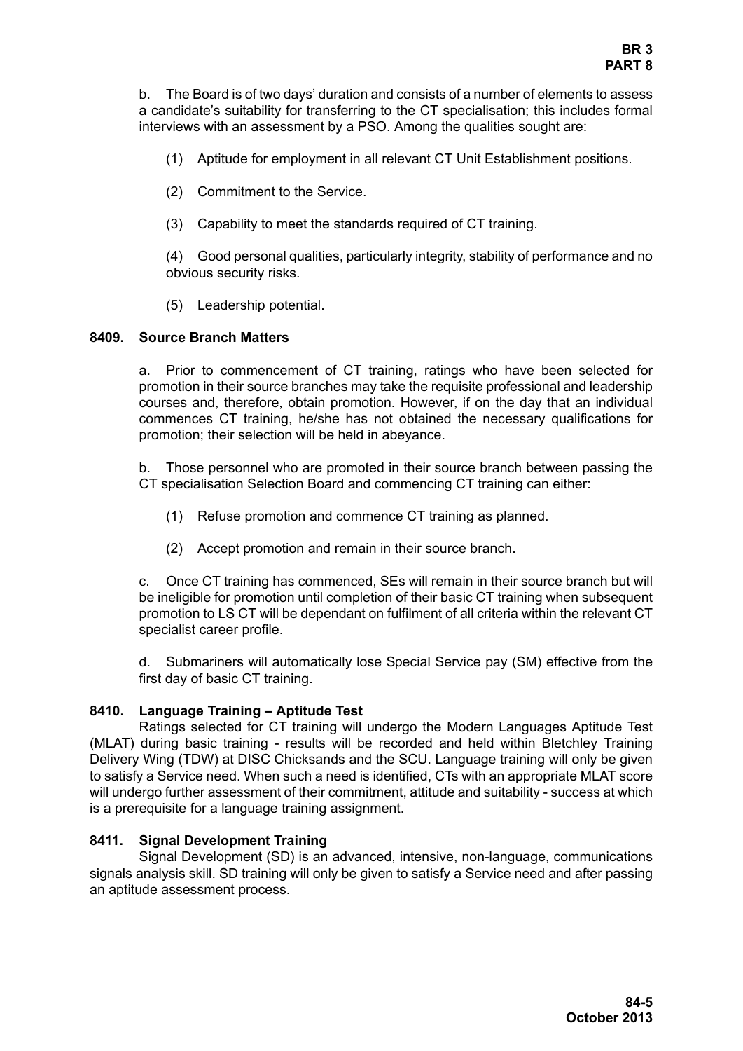b. The Board is of two days' duration and consists of a number of elements to assess a candidate's suitability for transferring to the CT specialisation; this includes formal interviews with an assessment by a PSO. Among the qualities sought are:

(1) Aptitude for employment in all relevant CT Unit Establishment positions.

(2) Commitment to the Service.

(3) Capability to meet the standards required of CT training.

(4) Good personal qualities, particularly integrity, stability of performance and no obvious security risks.

(5) Leadership potential.

**8409. Source Branch Matters**

a. Prior to commencement of CT training, ratings who have been selected for promotion in their source branches may take the requisite professional and leadership courses and, therefore, obtain promotion. However, if on the day that an individual commences CT training, he/she has not obtained the necessary qualifications for promotion; their selection will be held in abeyance.

b. Those personnel who are promoted in their source branch between passing the CT specialisation Selection Board and commencing CT training can either:

(1) Refuse promotion and commence CT training as planned.

(2) Accept promotion and remain in their source branch.

c. Once CT training has commenced, SEs will remain in their source branch but will be ineligible for promotion until completion of their basic CT training when subsequent promotion to LS CT will be dependant on fulfilment of all criteria within the relevant CT specialist career profile.

d. Submariners will automatically lose Special Service pay (SM) effective from the first day of basic CT training.

**8410. Language Training – Aptitude Test**

Ratings selected for CT training will undergo the Modern Languages Aptitude Test (MLAT) during basic training - results will be recorded and held within Bletchley Training Delivery Wing (TDW) at DISC Chicksands and the SCU. Language training will only be given to satisfy a Service need. When such a need is identified, CTs with an appropriate MLAT score will undergo further assessment of their commitment, attitude and suitability - success at which is a prerequisite for a language training assignment.

**8411. Signal Development Training**

Signal Development (SD) is an advanced, intensive, non-language, communications signals analysis skill. SD training will only be given to satisfy a Service need and after passing an aptitude assessment process.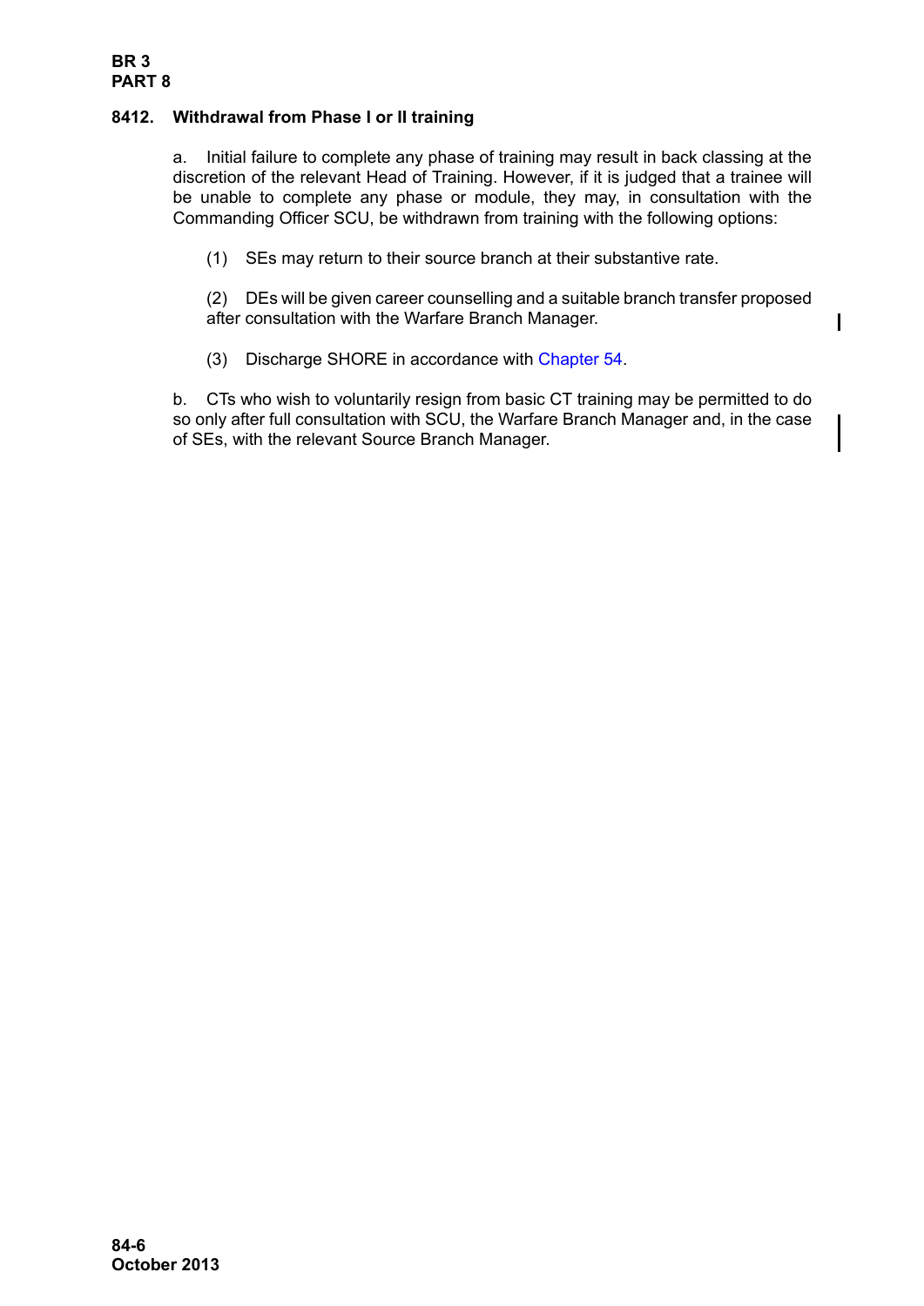#### 8412. Withdrawal from Phase I or II training

a. Initial failure to complete any phase of training may result in back classing at the discretion of the relevant Head of Training. However, if it is judged that a trainee will be unable to complete any phase or module, they may, in consultation with the Commanding Officer SCU, be withdrawn from training with the following options:

(1) SEs may return to their source branch at their substantive rate.

(2) DEs will be given career counselling and a suitable branch transfer proposed after consultation with the Warfare Branch Manager.

(3) Discharge SHORE in accordance with Chapter 54.

b. CTs who wish to voluntarily resign from basic CT training may be permitted to do so only after full consultation with SCU, the Warfare Branch Manager and, in the case of SEs, with the relevant Source Branch Manager.